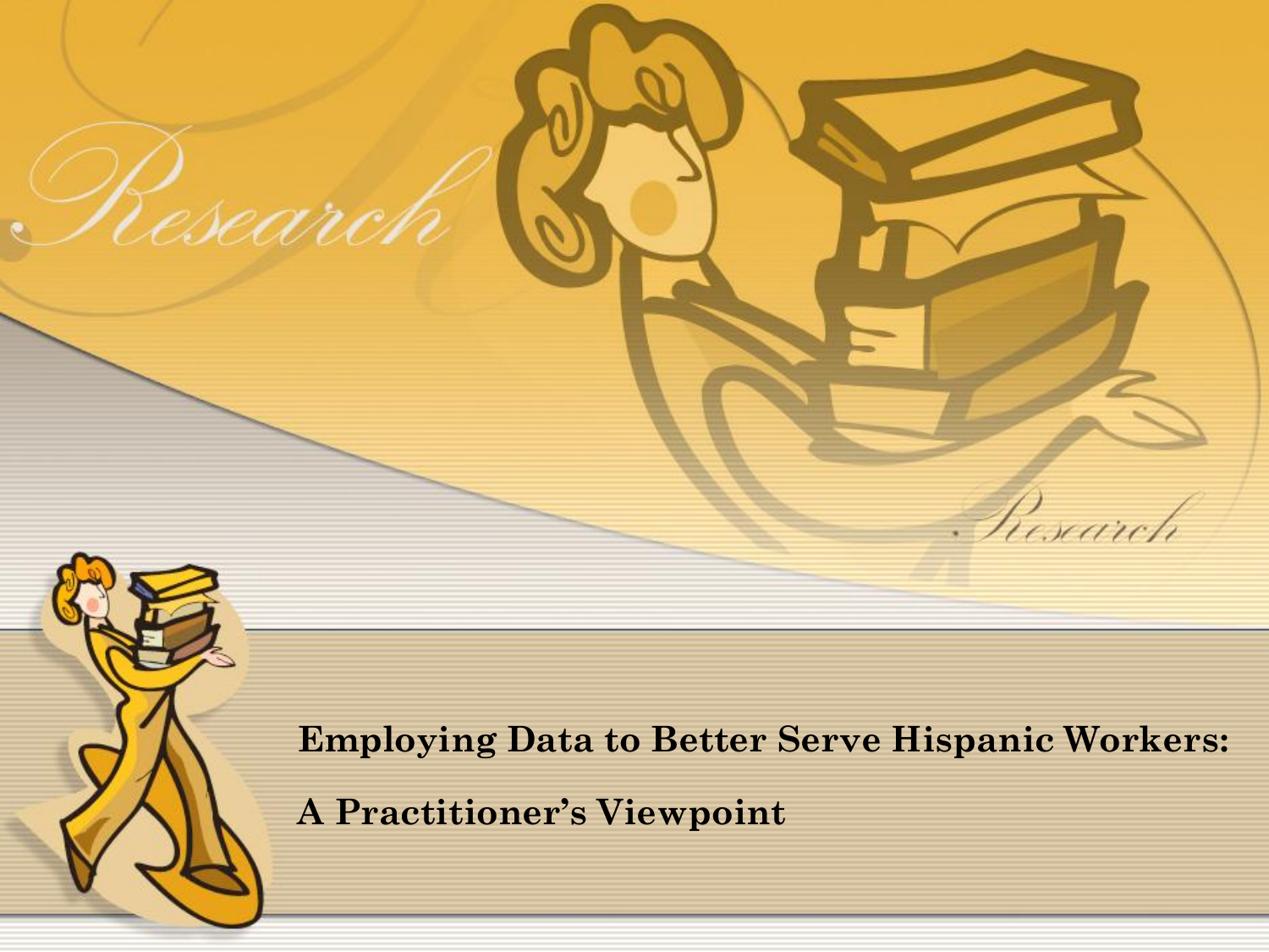# Employing Data to Better Serve Hispanic Workers:

## A Practitioner's Viewpoint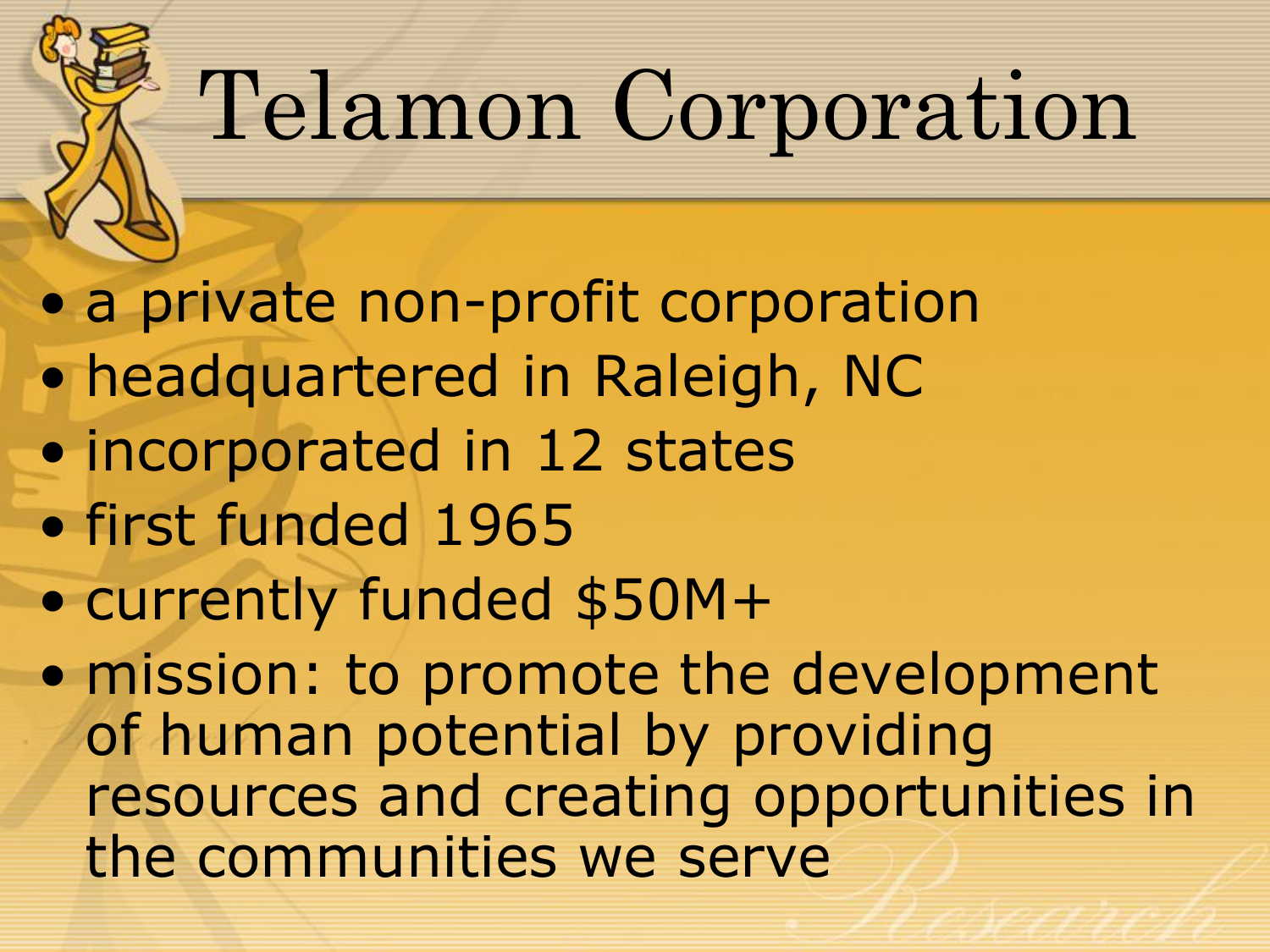# Telamon Corporation

- a private non-profit corporation
- headquartered in Raleigh, NC
- incorporated in 12 states
- first funded 1965
- currently funded $50M+
- mission: to promote the development of human potential by providing resources and creating opportunities in the communities we serve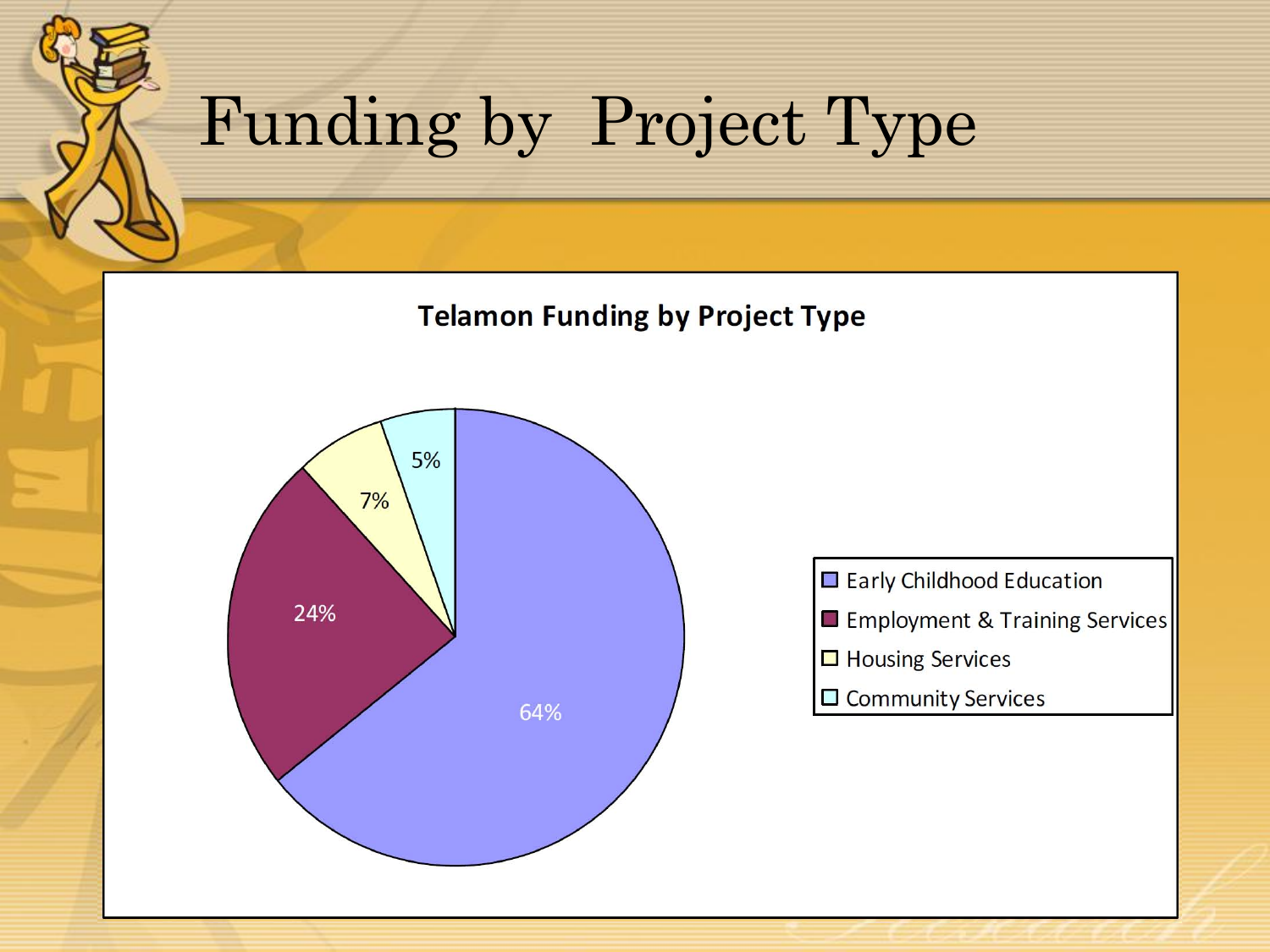# Funding by Project Type

**Telamon Funding by Project Type**

| Project Type | Percentage |
| --- | --- |
| Early Childhood Education | 64% |
| Employment & Training Services | 24% |
| Housing Services | 7% |
| Community Services | 5% |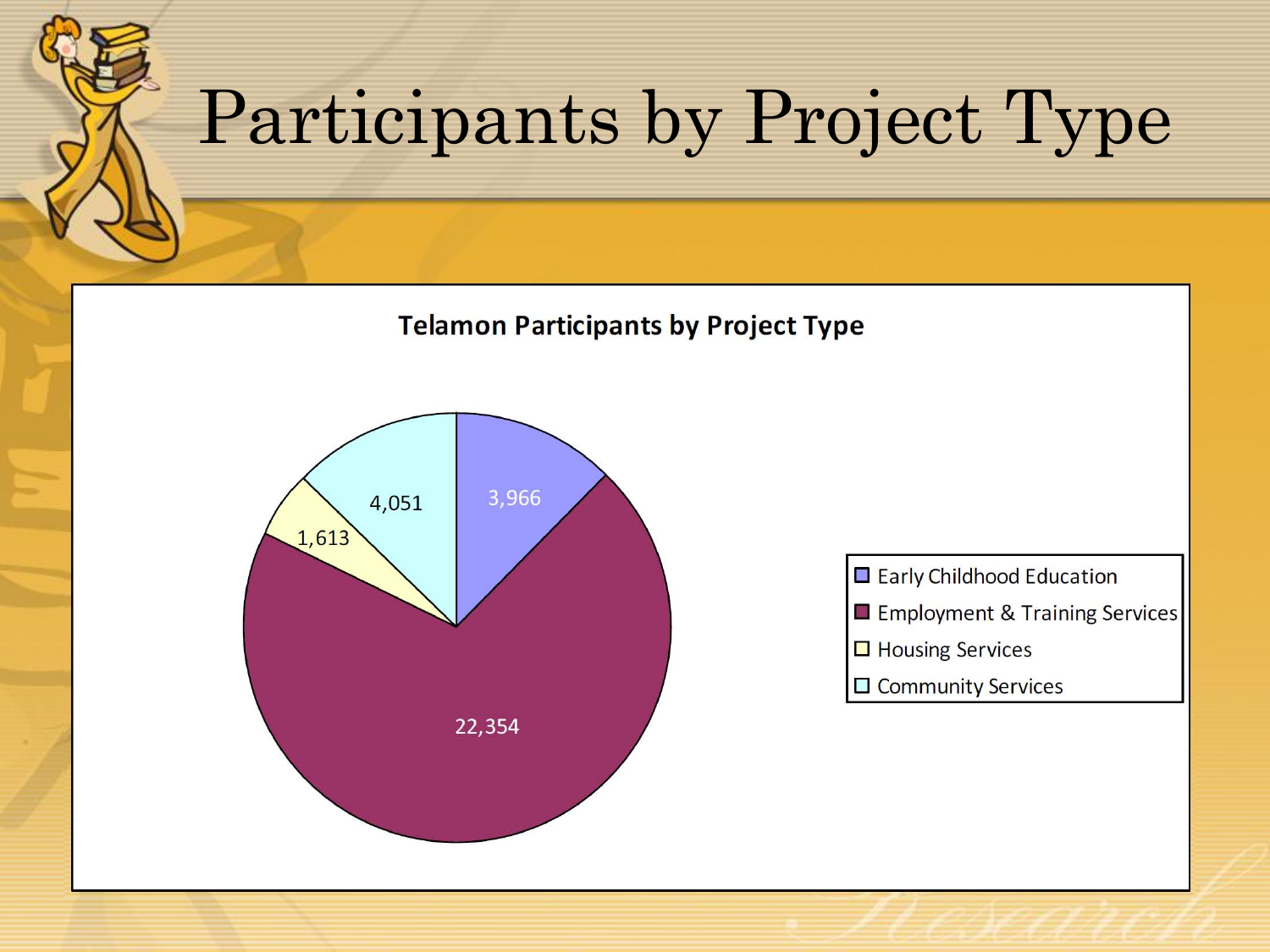# Participants by Project Type

**Telamon Participants by Project Type**

| Project Type | Participants |
|---|---|
| Early Childhood Education | 3,966 |
| Employment & Training Services | 22,354 |
| Housing Services | 1,613 |
| Community Services | 4,051 |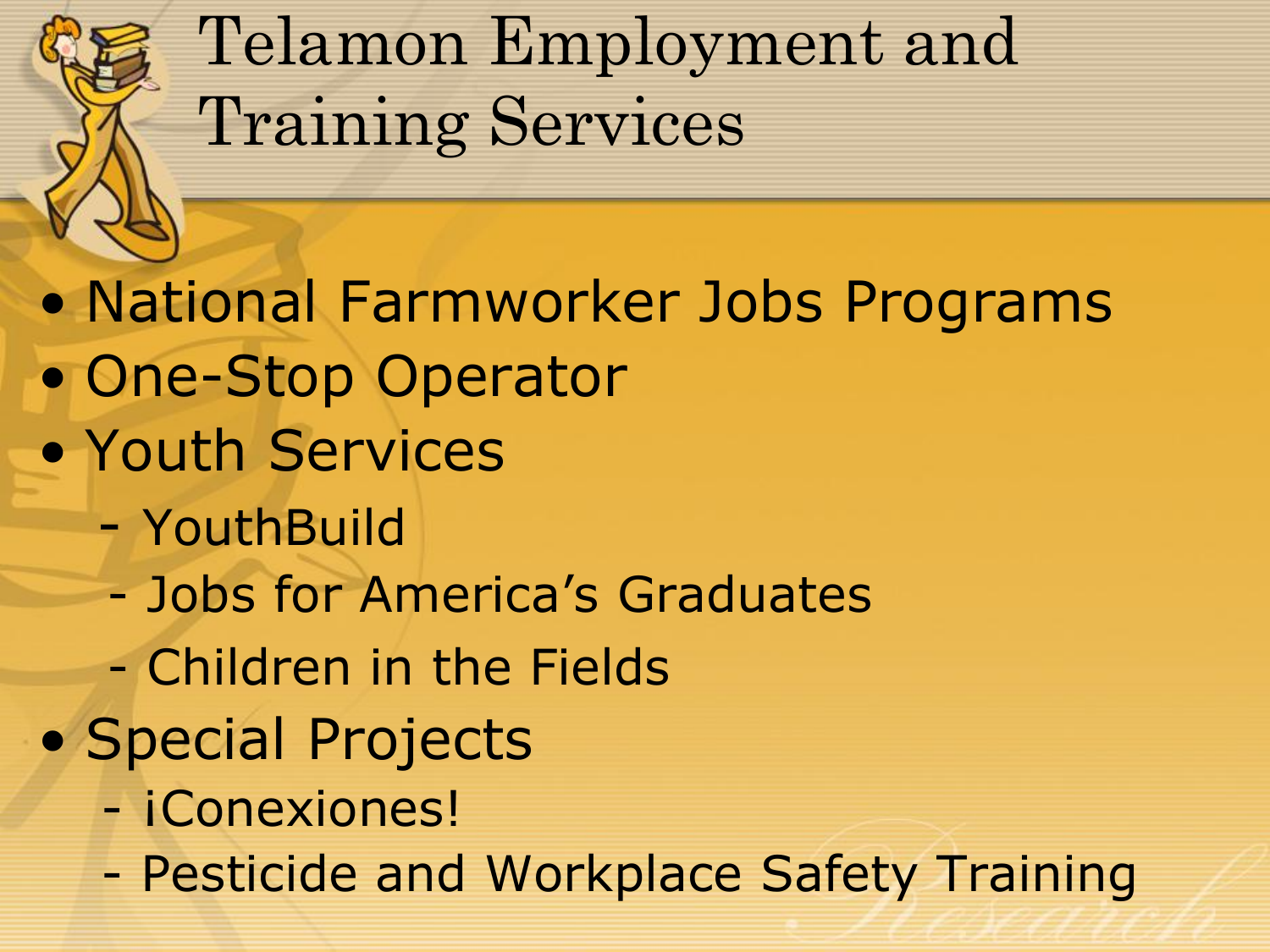# Telamon Employment and Training Services

- National Farmworker Jobs Programs
- One-Stop Operator
- Youth Services
  - YouthBuild
  - Jobs for America's Graduates
  - Children in the Fields
- Special Projects
  - ¡Conexiones!
  - Pesticide and Workplace Safety Training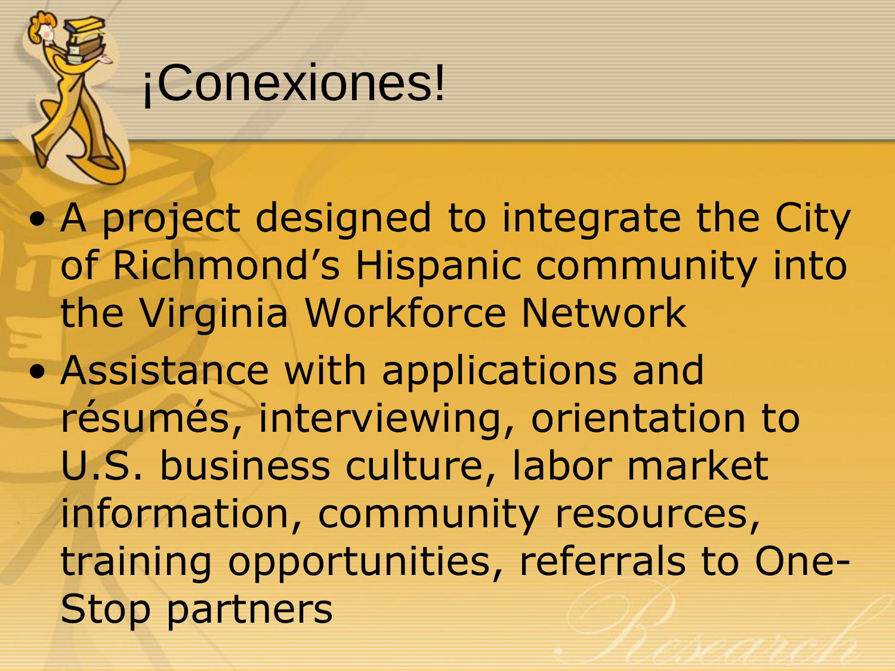# ¡Conexiones!

- A project designed to integrate the City of Richmond’s Hispanic community into the Virginia Workforce Network
- Assistance with applications and résumés, interviewing, orientation to U.S. business culture, labor market information, community resources, training opportunities, referrals to One-Stop partners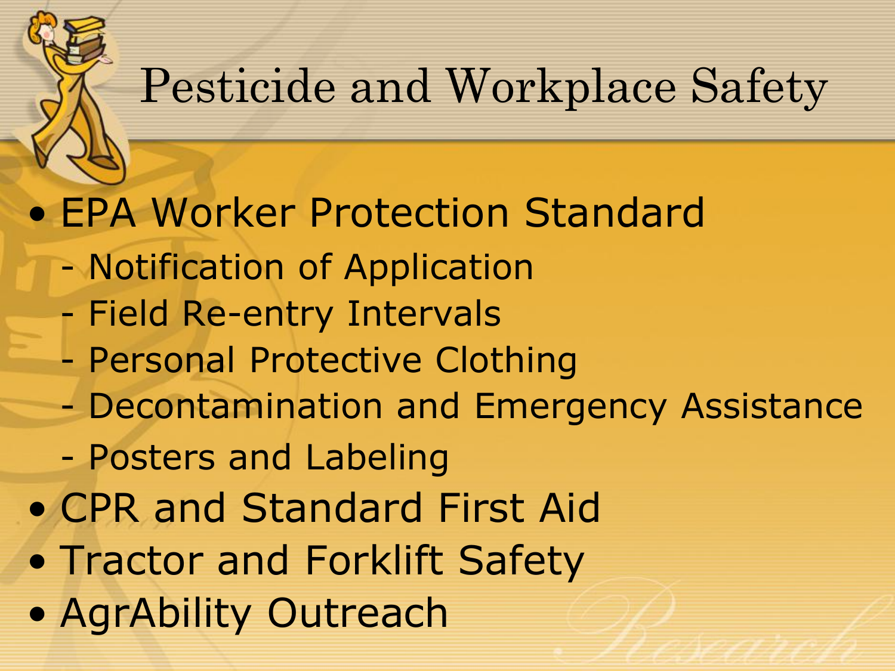# Pesticide and Workplace Safety

- EPA Worker Protection Standard
  - Notification of Application
  - Field Re-entry Intervals
  - Personal Protective Clothing
  - Decontamination and Emergency Assistance
  - Posters and Labeling
- CPR and Standard First Aid
- Tractor and Forklift Safety
- AgrAbility Outreach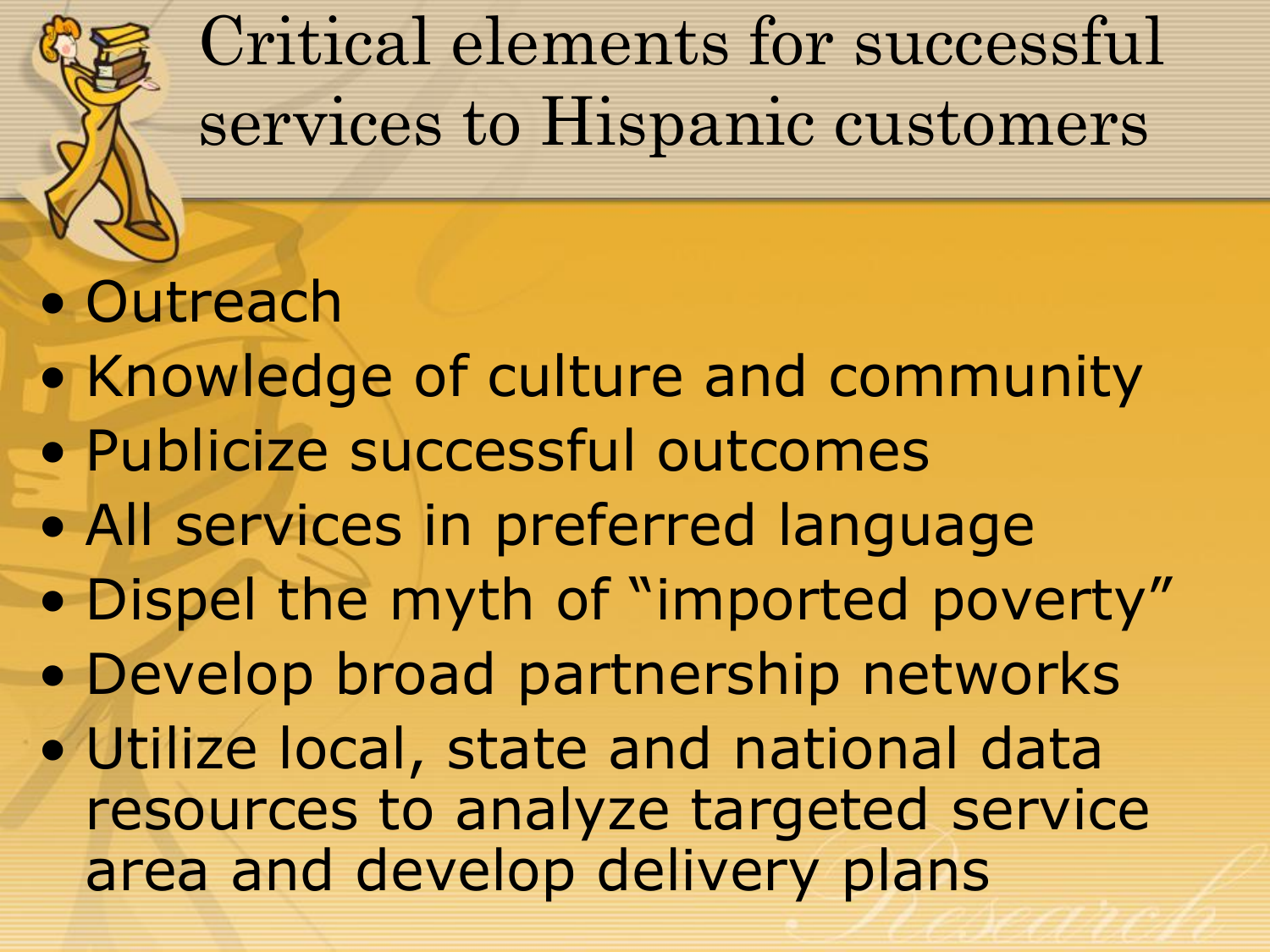# Critical elements for successful services to Hispanic customers

- Outreach
- Knowledge of culture and community
- Publicize successful outcomes
- All services in preferred language
- Dispel the myth of "imported poverty"
- Develop broad partnership networks
- Utilize local, state and national data resources to analyze targeted service area and develop delivery plans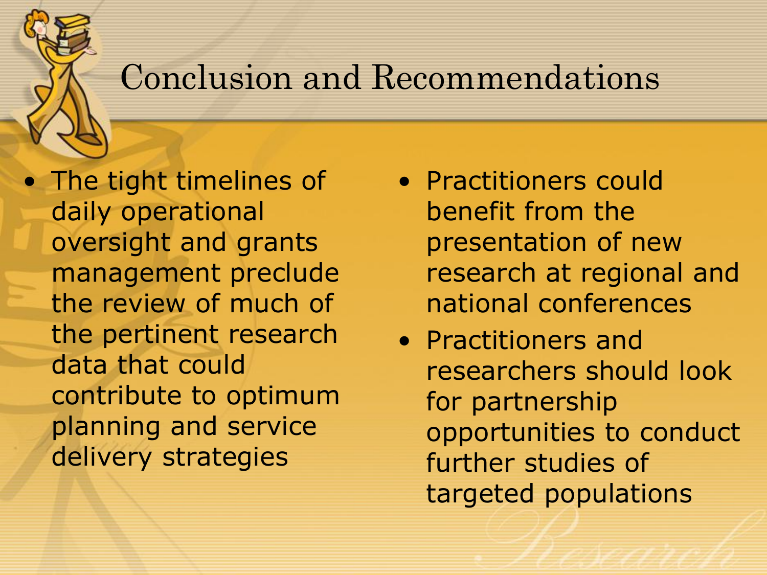# Conclusion and Recommendations

- The tight timelines of daily operational oversight and grants management preclude the review of much of the pertinent research data that could contribute to optimum planning and service delivery strategies

- Practitioners could benefit from the presentation of new research at regional and national conferences
- Practitioners and researchers should look for partnership opportunities to conduct further studies of targeted populations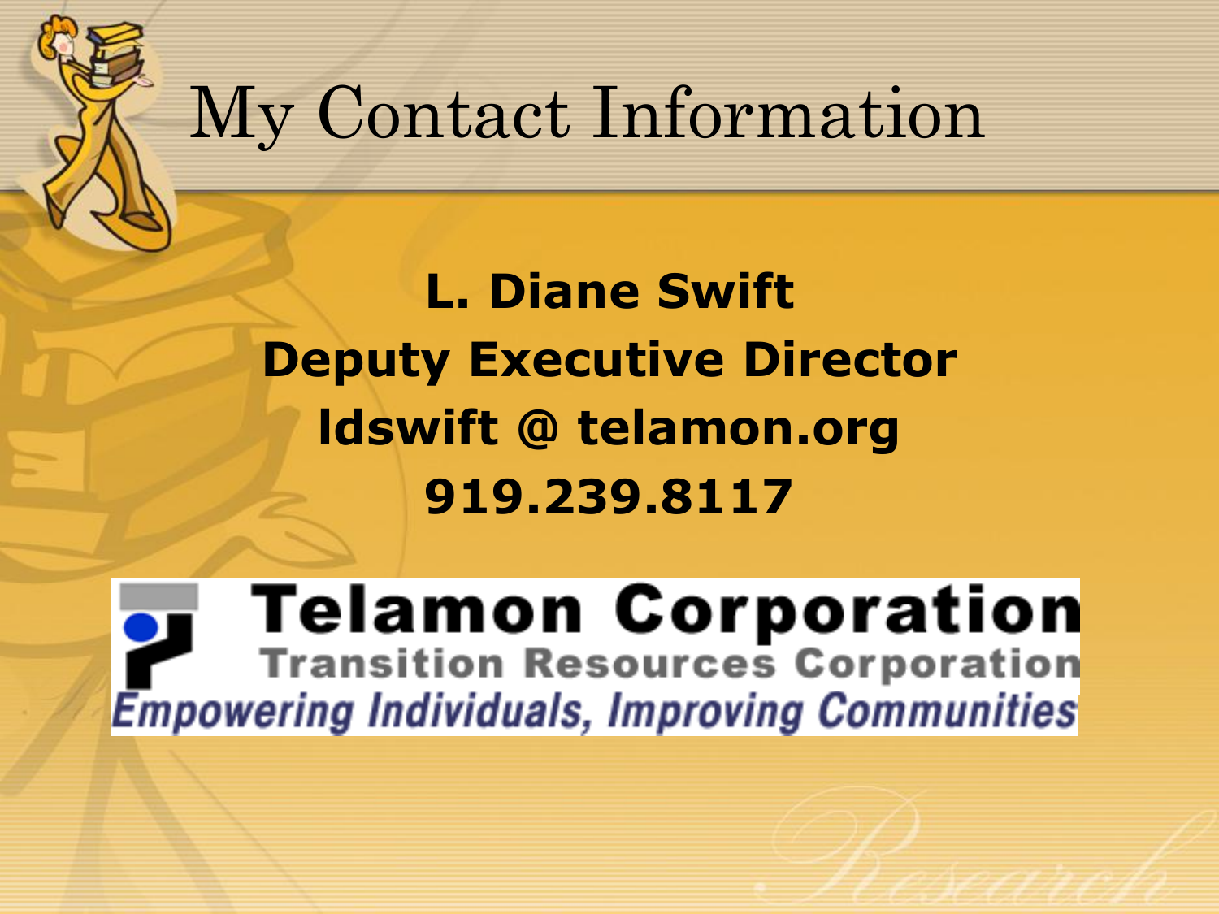# My Contact Information

**L. Diane Swift**
**Deputy Executive Director**
**ldswift @ telamon.org**
**919.239.8117**

**Telamon Corporation**
**Transition Resources Corporation**
*Empowering Individuals, Improving Communities*